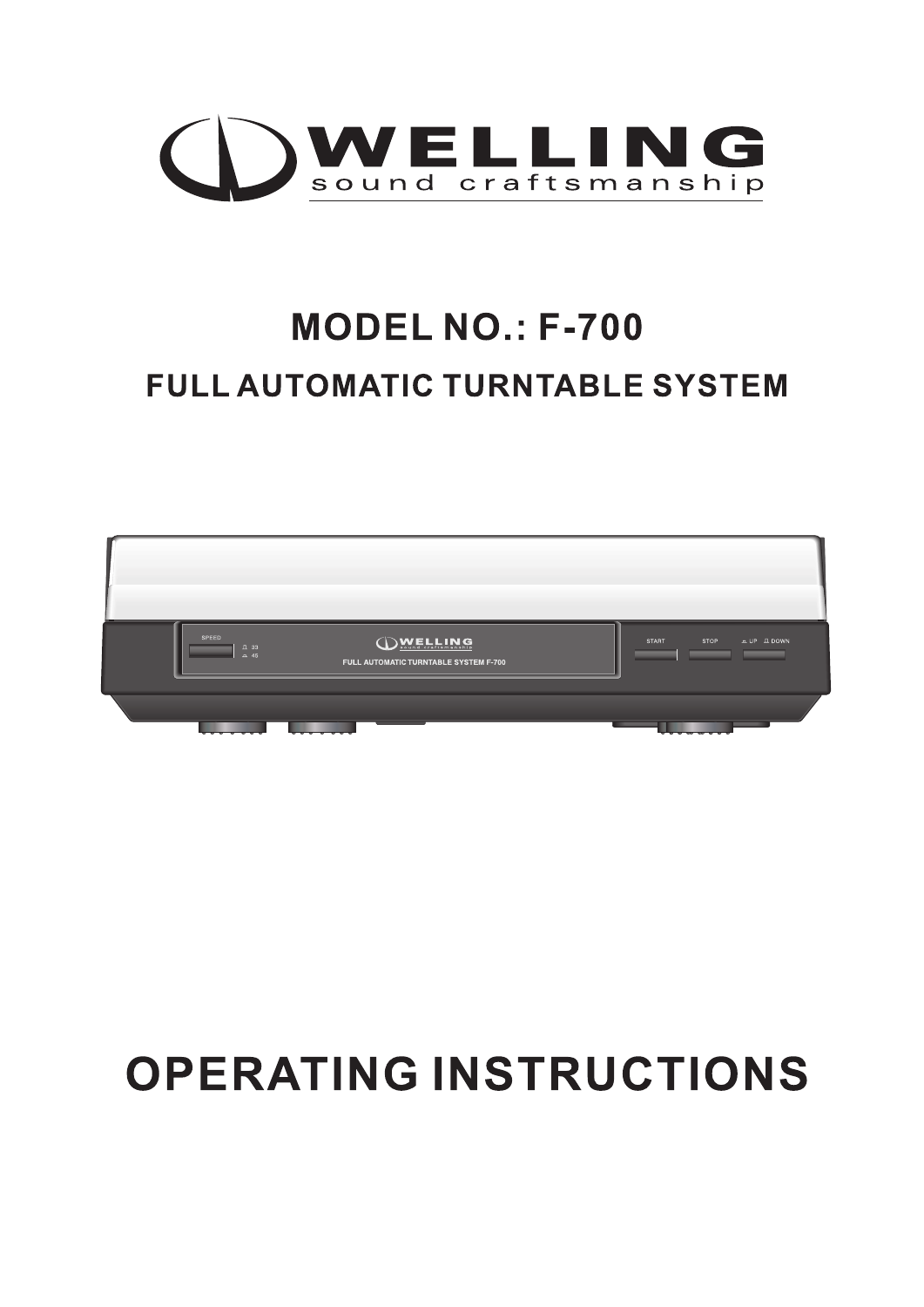# WELLING

sound craftsmanship

## MODEL NO.: F-700

## FULL AUTOMATIC TURNTABLE SYSTEM

SPEED 33 45

WELLING sound craftsmanship

FULL AUTOMATIC TURNTABLE SYSTEM F-700

START STOP UP DOWN

# OPERATING INSTRUCTIONS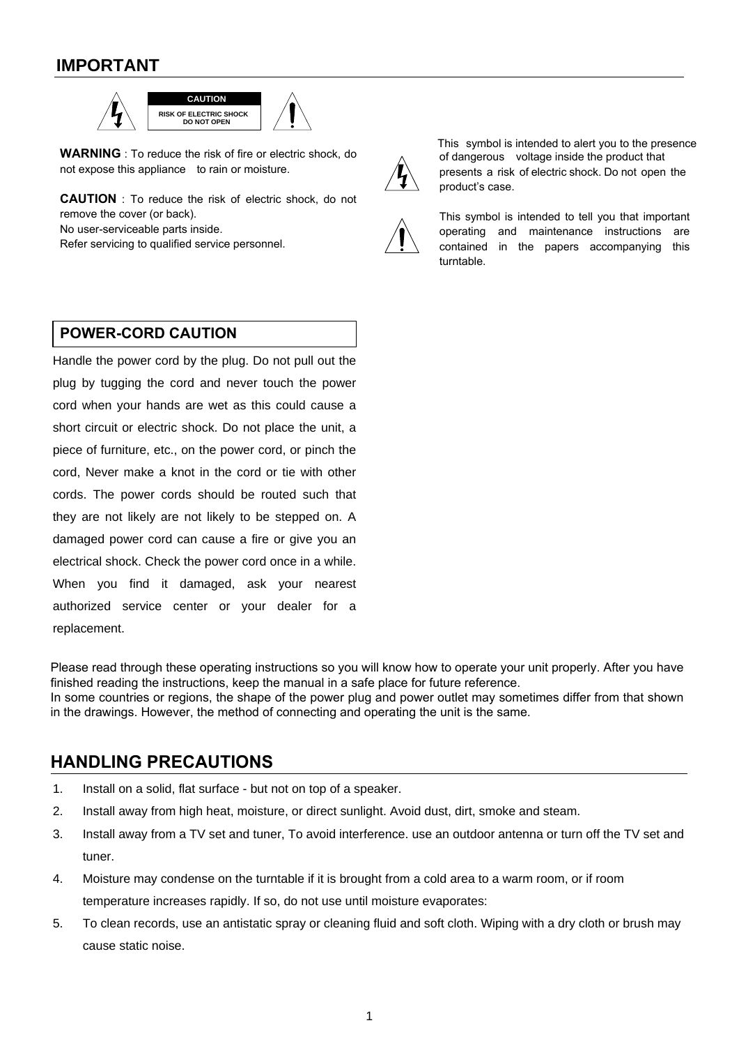## IMPORTANT

**CAUTION**
RISK OF ELECTRIC SHOCK
DO NOT OPEN

**WARNING** : To reduce the risk of fire or electric shock, do not expose this appliance to rain or moisture.

**CAUTION** : To reduce the risk of electric shock, do not remove the cover (or back).
No user-serviceable parts inside.
Refer servicing to qualified service personnel.

This symbol is intended to alert you to the presence of dangerous voltage inside the product that presents a risk of electric shock. Do not open the product's case.

This symbol is intended to tell you that important operating and maintenance instructions are contained in the papers accompanying this turntable.

### POWER-CORD CAUTION

Handle the power cord by the plug. Do not pull out the plug by tugging the cord and never touch the power cord when your hands are wet as this could cause a short circuit or electric shock. Do not place the unit, a piece of furniture, etc., on the power cord, or pinch the cord, Never make a knot in the cord or tie with other cords. The power cords should be routed such that they are not likely are not likely to be stepped on. A damaged power cord can cause a fire or give you an electrical shock. Check the power cord once in a while. When you find it damaged, ask your nearest authorized service center or your dealer for a replacement.

Please read through these operating instructions so you will know how to operate your unit properly. After you have finished reading the instructions, keep the manual in a safe place for future reference.
In some countries or regions, the shape of the power plug and power outlet may sometimes differ from that shown in the drawings. However, the method of connecting and operating the unit is the same.

## HANDLING PRECAUTIONS

1. Install on a solid, flat surface - but not on top of a speaker.
2. Install away from high heat, moisture, or direct sunlight. Avoid dust, dirt, smoke and steam.
3. Install away from a TV set and tuner, To avoid interference. use an outdoor antenna or turn off the TV set and tuner.
4. Moisture may condense on the turntable if it is brought from a cold area to a warm room, or if room temperature increases rapidly. If so, do not use until moisture evaporates:
5. To clean records, use an antistatic spray or cleaning fluid and soft cloth. Wiping with a dry cloth or brush may cause static noise.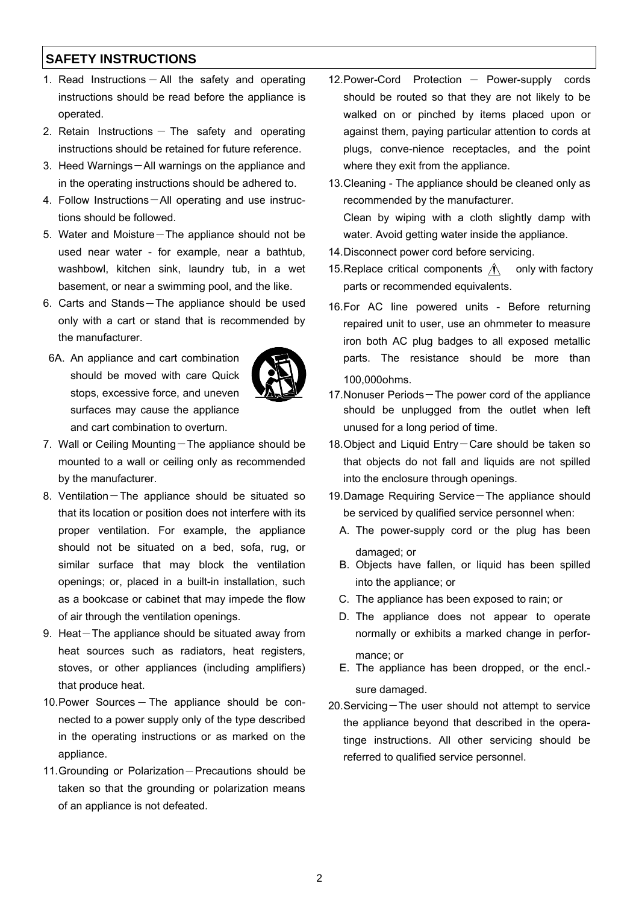## SAFETY INSTRUCTIONS

1. Read Instructions－All the safety and operating instructions should be read before the appliance is operated.
2. Retain Instructions － The safety and operating instructions should be retained for future reference.
3. Heed Warnings－All warnings on the appliance and in the operating instructions should be adhered to.
4. Follow Instructions－All operating and use instructions should be followed.
5. Water and Moisture－The appliance should not be used near water - for example, near a bathtub, washbowl, kitchen sink, laundry tub, in a wet basement, or near a swimming pool, and the like.
6. Carts and Stands－The appliance should be used only with a cart or stand that is recommended by the manufacturer.

   6A. An appliance and cart combination should be moved with care Quick stops, excessive force, and uneven surfaces may cause the appliance and cart combination to overturn.
7. Wall or Ceiling Mounting－The appliance should be mounted to a wall or ceiling only as recommended by the manufacturer.
8. Ventilation－The appliance should be situated so that its location or position does not interfere with its proper ventilation. For example, the appliance should not be situated on a bed, sofa, rug, or similar surface that may block the ventilation openings; or, placed in a built-in installation, such as a bookcase or cabinet that may impede the flow of air through the ventilation openings.
9. Heat－The appliance should be situated away from heat sources such as radiators, heat registers, stoves, or other appliances (including amplifiers) that produce heat.
10. Power Sources－The appliance should be connected to a power supply only of the type described in the operating instructions or as marked on the appliance.
11. Grounding or Polarization－Precautions should be taken so that the grounding or polarization means of an appliance is not defeated.
12. Power-Cord Protection － Power-supply cords should be routed so that they are not likely to be walked on or pinched by items placed upon or against them, paying particular attention to cords at plugs, conve-nience receptacles, and the point where they exit from the appliance.
13. Cleaning - The appliance should be cleaned only as recommended by the manufacturer.
    Clean by wiping with a cloth slightly damp with water. Avoid getting water inside the appliance.
14. Disconnect power cord before servicing.
15. Replace critical components ⚠ only with factory parts or recommended equivalents.
16. For AC line powered units - Before returning repaired unit to user, use an ohmmeter to measure iron both AC plug badges to all exposed metallic parts. The resistance should be more than 100,000ohms.
17. Nonuser Periods－The power cord of the appliance should be unplugged from the outlet when left unused for a long period of time.
18. Object and Liquid Entry－Care should be taken so that objects do not fall and liquids are not spilled into the enclosure through openings.
19. Damage Requiring Service－The appliance should be serviced by qualified service personnel when:
    A. The power-supply cord or the plug has been damaged; or
    B. Objects have fallen, or liquid has been spilled into the appliance; or
    C. The appliance has been exposed to rain; or
    D. The appliance does not appear to operate normally or exhibits a marked change in performance; or
    E. The appliance has been dropped, or the encl.-sure damaged.
20. Servicing－The user should not attempt to service the appliance beyond that described in the operatinge instructions. All other servicing should be referred to qualified service personnel.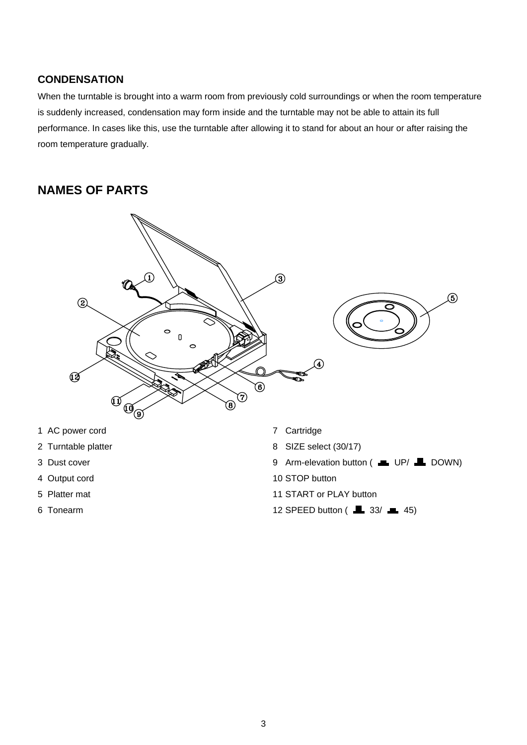**CONDENSATION**

When the turntable is brought into a warm room from previously cold surroundings or when the room temperature is suddenly increased, condensation may form inside and the turntable may not be able to attain its full performance. In cases like this, use the turntable after allowing it to stand for about an hour or after raising the room temperature gradually.

## NAMES OF PARTS

1 AC power cord
2 Turntable platter
3 Dust cover
4 Output cord
5 Platter mat
6 Tonearm
7 Cartridge
8 SIZE select (30/17)
9 Arm-elevation button ( UP/ DOWN)
10 STOP button
11 START or PLAY button
12 SPEED button ( 33/ 45)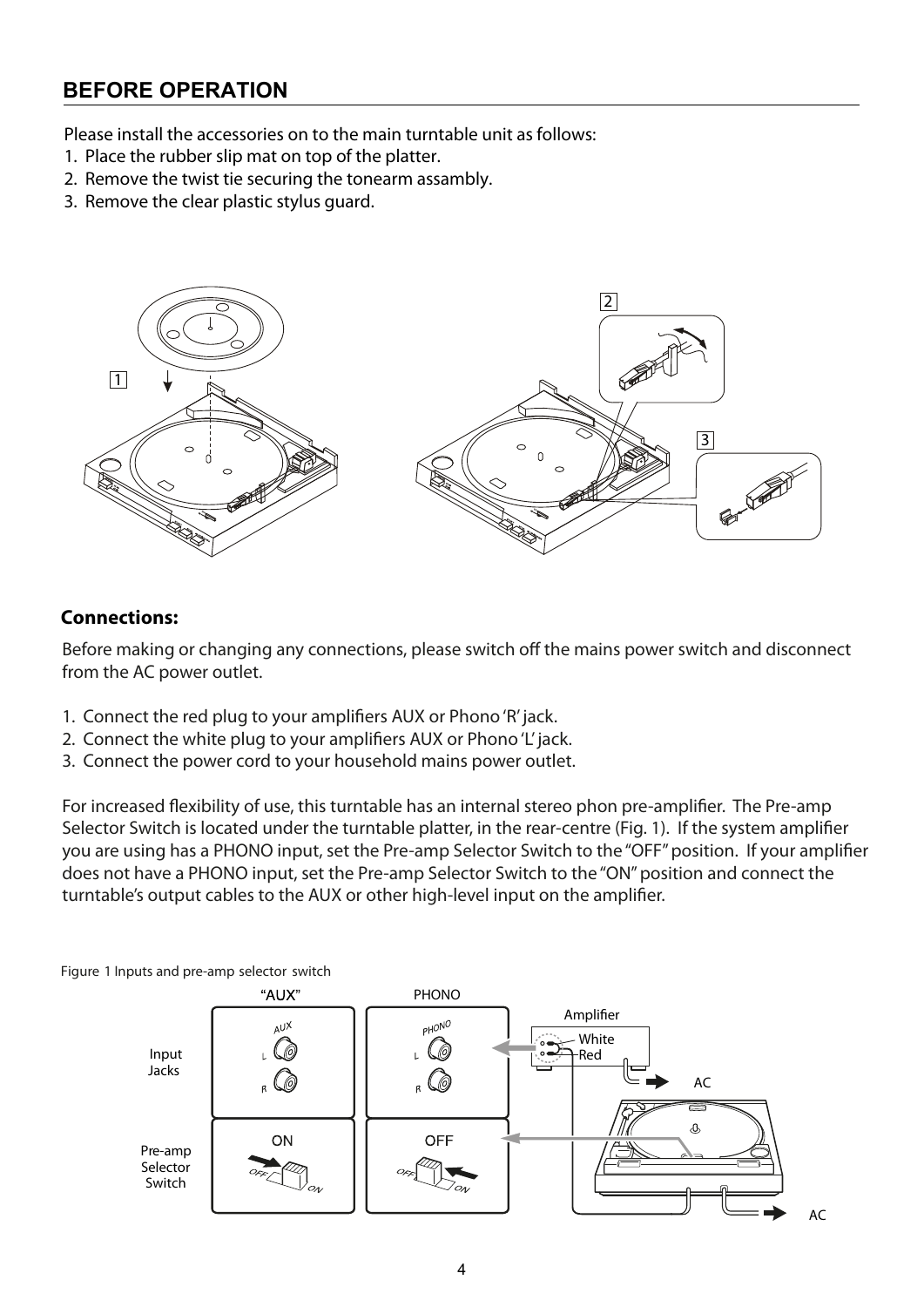## BEFORE OPERATION

Please install the accessories on to the main turntable unit as follows:

1. Place the rubber slip mat on top of the platter.
2. Remove the twist tie securing the tonearm assambly.
3. Remove the clear plastic stylus guard.

### Connections:

Before making or changing any connections, please switch off the mains power switch and disconnect from the AC power outlet.

1. Connect the red plug to your amplifiers AUX or Phono 'R' jack.
2. Connect the white plug to your amplifiers AUX or Phono 'L' jack.
3. Connect the power cord to your household mains power outlet.

For increased flexibility of use, this turntable has an internal stereo phon pre-amplifier. The Pre-amp Selector Switch is located under the turntable platter, in the rear-centre (Fig. 1). If the system amplifier you are using has a PHONO input, set the Pre-amp Selector Switch to the "OFF" position. If your amplifier does not have a PHONO input, set the Pre-amp Selector Switch to the "ON" position and connect the turntable's output cables to the AUX or other high-level input on the amplifier.

Figure 1 Inputs and pre-amp selector switch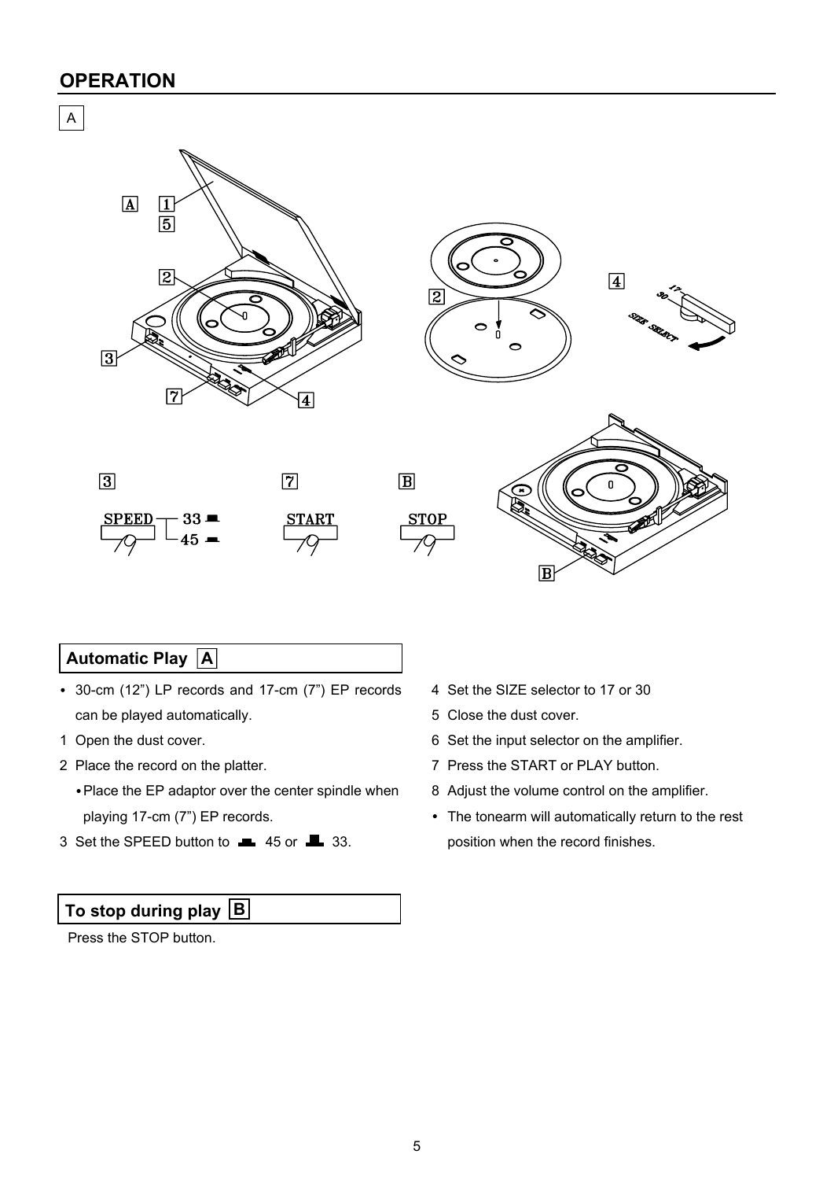# OPERATION

## Automatic Play A

- 30-cm (12") LP records and 17-cm (7") EP records can be played automatically.

1. Open the dust cover.
2. Place the record on the platter.
   - Place the EP adaptor over the center spindle when playing 17-cm (7") EP records.
3. Set the SPEED button to 45 or 33.
4. Set the SIZE selector to 17 or 30
5. Close the dust cover.
6. Set the input selector on the amplifier.
7. Press the START or PLAY button.
8. Adjust the volume control on the amplifier.

- The tonearm will automatically return to the rest position when the record finishes.

## To stop during play B

Press the STOP button.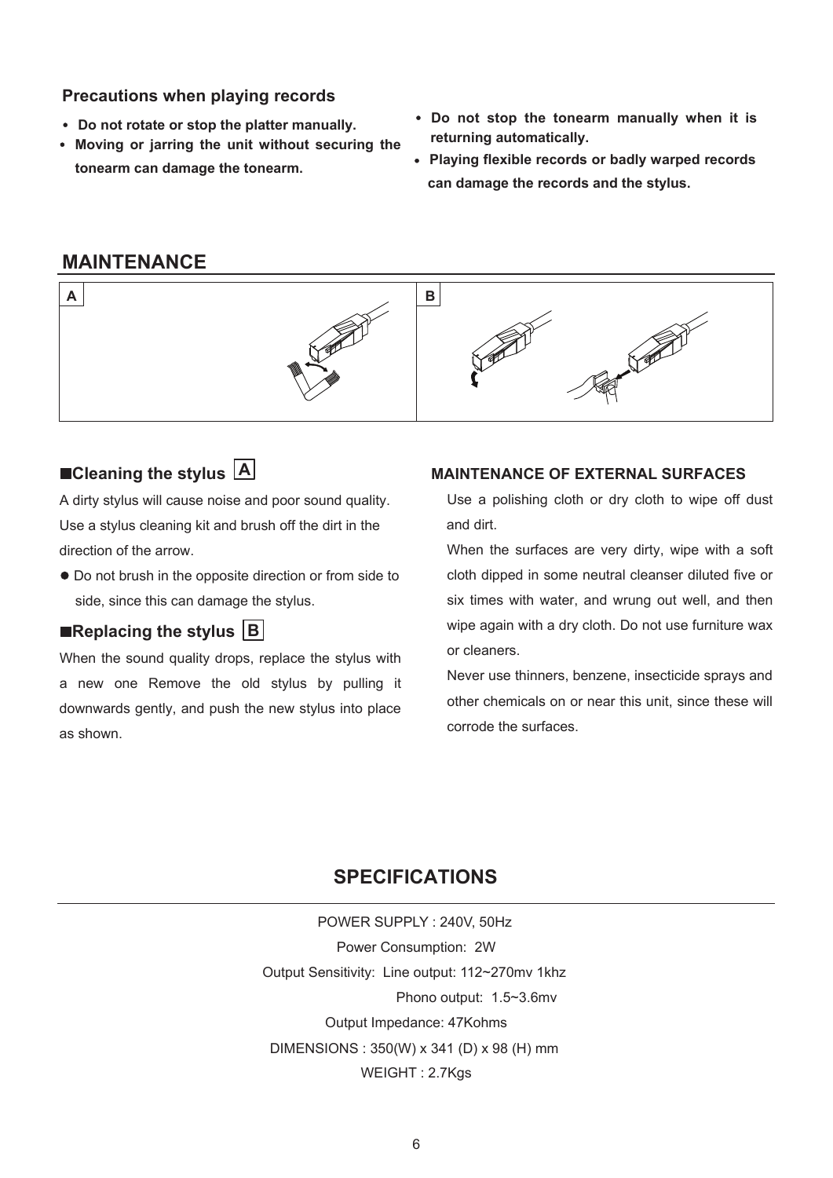### Precautions when playing records

- **Do not rotate or stop the platter manually.**
- **Moving or jarring the unit without securing the tonearm can damage the tonearm.**
- **Do not stop the tonearm manually when it is returning automatically.**
- **Playing flexible records or badly warped records can damage the records and the stylus.**

## MAINTENANCE

A

B

### ■Cleaning the stylus A

A dirty stylus will cause noise and poor sound quality. Use a stylus cleaning kit and brush off the dirt in the direction of the arrow.

- Do not brush in the opposite direction or from side to side, since this can damage the stylus.

### ■Replacing the stylus B

When the sound quality drops, replace the stylus with a new one Remove the old stylus by pulling it downwards gently, and push the new stylus into place as shown.

### MAINTENANCE OF EXTERNAL SURFACES

Use a polishing cloth or dry cloth to wipe off dust and dirt.

When the surfaces are very dirty, wipe with a soft cloth dipped in some neutral cleanser diluted five or six times with water, and wrung out well, and then wipe again with a dry cloth. Do not use furniture wax or cleaners.

Never use thinners, benzene, insecticide sprays and other chemicals on or near this unit, since these will corrode the surfaces.

## SPECIFICATIONS

POWER SUPPLY : 240V, 50Hz

Power Consumption: 2W

Output Sensitivity: Line output: 112~270mv 1khz

Phono output: 1.5~3.6mv

Output Impedance: 47Kohms

DIMENSIONS : 350(W) x 341 (D) x 98 (H) mm

WEIGHT : 2.7Kgs